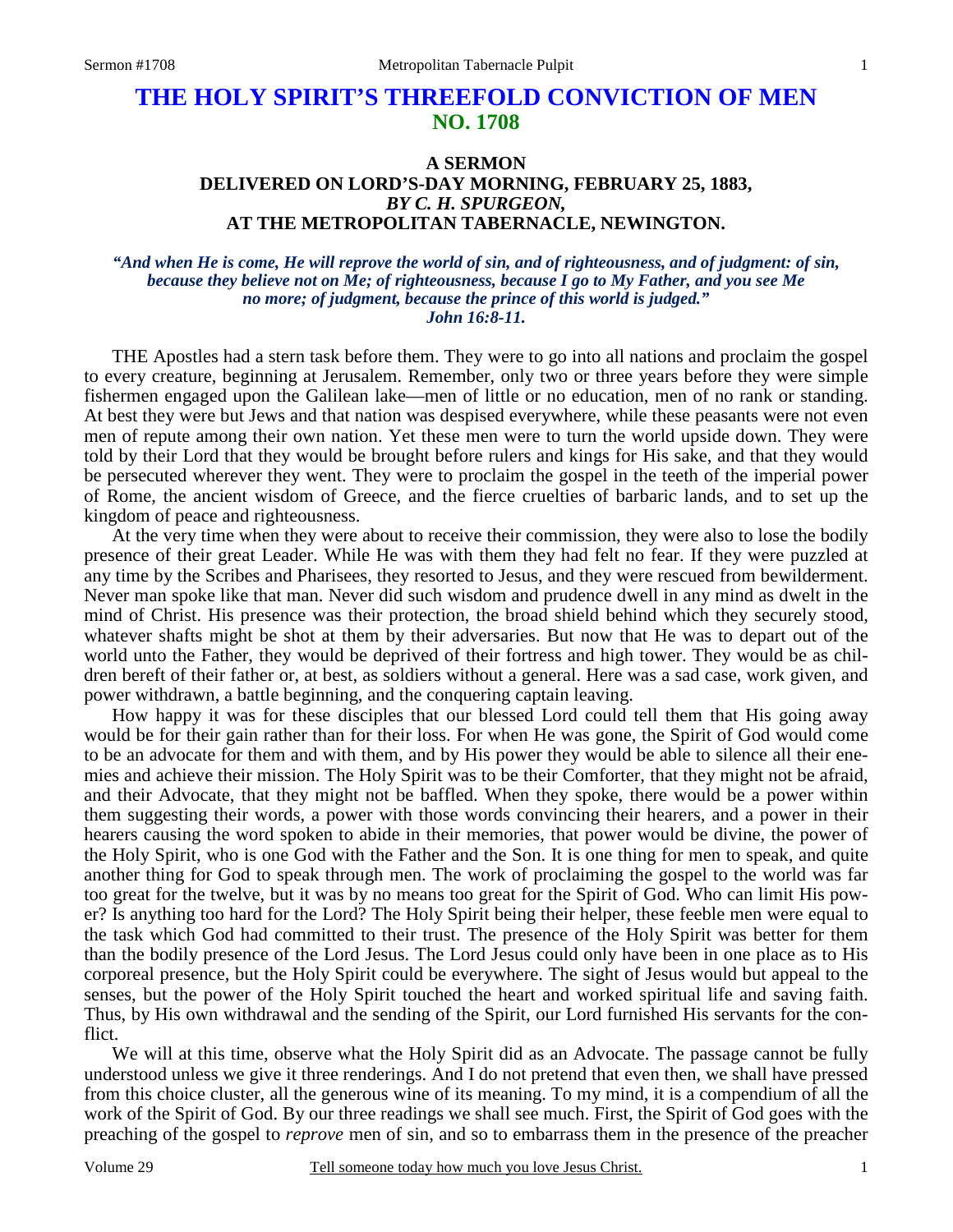# THE HOLY SPIRIT'S THREEFOLD CONVICTION OF MEN
## NO. 1708

### A SERMON
### DELIVERED ON LORD'S-DAY MORNING, FEBRUARY 25, 1883,
### *BY C. H. SPURGEON,*
### AT THE METROPOLITAN TABERNACLE, NEWINGTON.

***"And when He is come, He will reprove the world of sin, and of righteousness, and of judgment: of sin, because they believe not on Me; of righteousness, because I go to My Father, and you see Me no more; of judgment, because the prince of this world is judged." John 16:8-11.***

THE Apostles had a stern task before them. They were to go into all nations and proclaim the gospel to every creature, beginning at Jerusalem. Remember, only two or three years before they were simple fishermen engaged upon the Galilean lake—men of little or no education, men of no rank or standing. At best they were but Jews and that nation was despised everywhere, while these peasants were not even men of repute among their own nation. Yet these men were to turn the world upside down. They were told by their Lord that they would be brought before rulers and kings for His sake, and that they would be persecuted wherever they went. They were to proclaim the gospel in the teeth of the imperial power of Rome, the ancient wisdom of Greece, and the fierce cruelties of barbaric lands, and to set up the kingdom of peace and righteousness.

At the very time when they were about to receive their commission, they were also to lose the bodily presence of their great Leader. While He was with them they had felt no fear. If they were puzzled at any time by the Scribes and Pharisees, they resorted to Jesus, and they were rescued from bewilderment. Never man spoke like that man. Never did such wisdom and prudence dwell in any mind as dwelt in the mind of Christ. His presence was their protection, the broad shield behind which they securely stood, whatever shafts might be shot at them by their adversaries. But now that He was to depart out of the world unto the Father, they would be deprived of their fortress and high tower. They would be as children bereft of their father or, at best, as soldiers without a general. Here was a sad case, work given, and power withdrawn, a battle beginning, and the conquering captain leaving.

How happy it was for these disciples that our blessed Lord could tell them that His going away would be for their gain rather than for their loss. For when He was gone, the Spirit of God would come to be an advocate for them and with them, and by His power they would be able to silence all their enemies and achieve their mission. The Holy Spirit was to be their Comforter, that they might not be afraid, and their Advocate, that they might not be baffled. When they spoke, there would be a power within them suggesting their words, a power with those words convincing their hearers, and a power in their hearers causing the word spoken to abide in their memories, that power would be divine, the power of the Holy Spirit, who is one God with the Father and the Son. It is one thing for men to speak, and quite another thing for God to speak through men. The work of proclaiming the gospel to the world was far too great for the twelve, but it was by no means too great for the Spirit of God. Who can limit His power? Is anything too hard for the Lord? The Holy Spirit being their helper, these feeble men were equal to the task which God had committed to their trust. The presence of the Holy Spirit was better for them than the bodily presence of the Lord Jesus. The Lord Jesus could only have been in one place as to His corporeal presence, but the Holy Spirit could be everywhere. The sight of Jesus would but appeal to the senses, but the power of the Holy Spirit touched the heart and worked spiritual life and saving faith. Thus, by His own withdrawal and the sending of the Spirit, our Lord furnished His servants for the conflict.

We will at this time, observe what the Holy Spirit did as an Advocate. The passage cannot be fully understood unless we give it three renderings. And I do not pretend that even then, we shall have pressed from this choice cluster, all the generous wine of its meaning. To my mind, it is a compendium of all the work of the Spirit of God. By our three readings we shall see much. First, the Spirit of God goes with the preaching of the gospel to *reprove* men of sin, and so to embarrass them in the presence of the preacher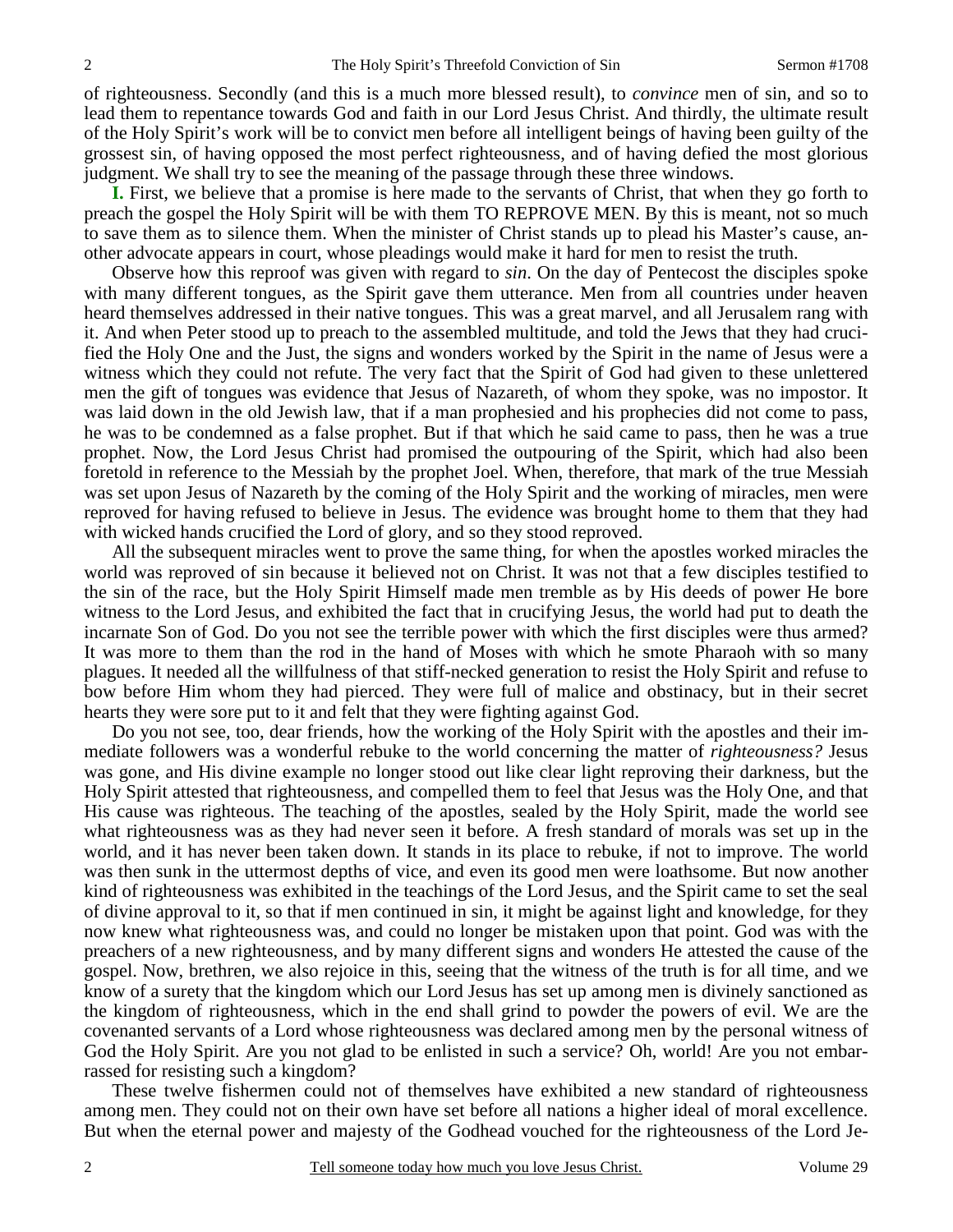of righteousness. Secondly (and this is a much more blessed result), to *convince* men of sin, and so to lead them to repentance towards God and faith in our Lord Jesus Christ. And thirdly, the ultimate result of the Holy Spirit's work will be to convict men before all intelligent beings of having been guilty of the grossest sin, of having opposed the most perfect righteousness, and of having defied the most glorious judgment. We shall try to see the meaning of the passage through these three windows.

**I.** First, we believe that a promise is here made to the servants of Christ, that when they go forth to preach the gospel the Holy Spirit will be with them TO REPROVE MEN. By this is meant, not so much to save them as to silence them. When the minister of Christ stands up to plead his Master's cause, another advocate appears in court, whose pleadings would make it hard for men to resist the truth.

Observe how this reproof was given with regard to *sin*. On the day of Pentecost the disciples spoke with many different tongues, as the Spirit gave them utterance. Men from all countries under heaven heard themselves addressed in their native tongues. This was a great marvel, and all Jerusalem rang with it. And when Peter stood up to preach to the assembled multitude, and told the Jews that they had crucified the Holy One and the Just, the signs and wonders worked by the Spirit in the name of Jesus were a witness which they could not refute. The very fact that the Spirit of God had given to these unlettered men the gift of tongues was evidence that Jesus of Nazareth, of whom they spoke, was no impostor. It was laid down in the old Jewish law, that if a man prophesied and his prophecies did not come to pass, he was to be condemned as a false prophet. But if that which he said came to pass, then he was a true prophet. Now, the Lord Jesus Christ had promised the outpouring of the Spirit, which had also been foretold in reference to the Messiah by the prophet Joel. When, therefore, that mark of the true Messiah was set upon Jesus of Nazareth by the coming of the Holy Spirit and the working of miracles, men were reproved for having refused to believe in Jesus. The evidence was brought home to them that they had with wicked hands crucified the Lord of glory, and so they stood reproved.

All the subsequent miracles went to prove the same thing, for when the apostles worked miracles the world was reproved of sin because it believed not on Christ. It was not that a few disciples testified to the sin of the race, but the Holy Spirit Himself made men tremble as by His deeds of power He bore witness to the Lord Jesus, and exhibited the fact that in crucifying Jesus, the world had put to death the incarnate Son of God. Do you not see the terrible power with which the first disciples were thus armed? It was more to them than the rod in the hand of Moses with which he smote Pharaoh with so many plagues. It needed all the willfulness of that stiff-necked generation to resist the Holy Spirit and refuse to bow before Him whom they had pierced. They were full of malice and obstinacy, but in their secret hearts they were sore put to it and felt that they were fighting against God.

Do you not see, too, dear friends, how the working of the Holy Spirit with the apostles and their immediate followers was a wonderful rebuke to the world concerning the matter of *righteousness?* Jesus was gone, and His divine example no longer stood out like clear light reproving their darkness, but the Holy Spirit attested that righteousness, and compelled them to feel that Jesus was the Holy One, and that His cause was righteous. The teaching of the apostles, sealed by the Holy Spirit, made the world see what righteousness was as they had never seen it before. A fresh standard of morals was set up in the world, and it has never been taken down. It stands in its place to rebuke, if not to improve. The world was then sunk in the uttermost depths of vice, and even its good men were loathsome. But now another kind of righteousness was exhibited in the teachings of the Lord Jesus, and the Spirit came to set the seal of divine approval to it, so that if men continued in sin, it might be against light and knowledge, for they now knew what righteousness was, and could no longer be mistaken upon that point. God was with the preachers of a new righteousness, and by many different signs and wonders He attested the cause of the gospel. Now, brethren, we also rejoice in this, seeing that the witness of the truth is for all time, and we know of a surety that the kingdom which our Lord Jesus has set up among men is divinely sanctioned as the kingdom of righteousness, which in the end shall grind to powder the powers of evil. We are the covenanted servants of a Lord whose righteousness was declared among men by the personal witness of God the Holy Spirit. Are you not glad to be enlisted in such a service? Oh, world! Are you not embarrassed for resisting such a kingdom?

These twelve fishermen could not of themselves have exhibited a new standard of righteousness among men. They could not on their own have set before all nations a higher ideal of moral excellence. But when the eternal power and majesty of the Godhead vouched for the righteousness of the Lord Je-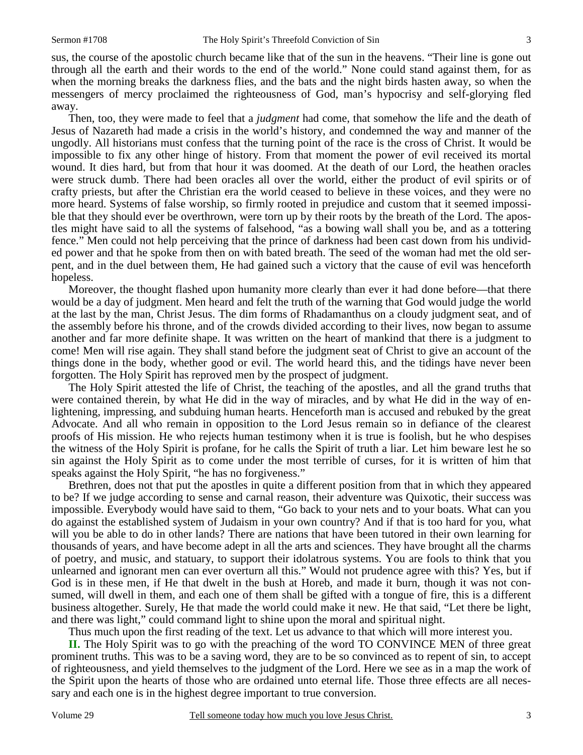sus, the course of the apostolic church became like that of the sun in the heavens. "Their line is gone out through all the earth and their words to the end of the world." None could stand against them, for as when the morning breaks the darkness flies, and the bats and the night birds hasten away, so when the messengers of mercy proclaimed the righteousness of God, man's hypocrisy and self-glorying fled away.

Then, too, they were made to feel that a *judgment* had come, that somehow the life and the death of Jesus of Nazareth had made a crisis in the world's history, and condemned the way and manner of the ungodly. All historians must confess that the turning point of the race is the cross of Christ. It would be impossible to fix any other hinge of history. From that moment the power of evil received its mortal wound. It dies hard, but from that hour it was doomed. At the death of our Lord, the heathen oracles were struck dumb. There had been oracles all over the world, either the product of evil spirits or of crafty priests, but after the Christian era the world ceased to believe in these voices, and they were no more heard. Systems of false worship, so firmly rooted in prejudice and custom that it seemed impossible that they should ever be overthrown, were torn up by their roots by the breath of the Lord. The apostles might have said to all the systems of falsehood, "as a bowing wall shall you be, and as a tottering fence." Men could not help perceiving that the prince of darkness had been cast down from his undivided power and that he spoke from then on with bated breath. The seed of the woman had met the old serpent, and in the duel between them, He had gained such a victory that the cause of evil was henceforth hopeless.

Moreover, the thought flashed upon humanity more clearly than ever it had done before—that there would be a day of judgment. Men heard and felt the truth of the warning that God would judge the world at the last by the man, Christ Jesus. The dim forms of Rhadamanthus on a cloudy judgment seat, and of the assembly before his throne, and of the crowds divided according to their lives, now began to assume another and far more definite shape. It was written on the heart of mankind that there is a judgment to come! Men will rise again. They shall stand before the judgment seat of Christ to give an account of the things done in the body, whether good or evil. The world heard this, and the tidings have never been forgotten. The Holy Spirit has reproved men by the prospect of judgment.

The Holy Spirit attested the life of Christ, the teaching of the apostles, and all the grand truths that were contained therein, by what He did in the way of miracles, and by what He did in the way of enlightening, impressing, and subduing human hearts. Henceforth man is accused and rebuked by the great Advocate. And all who remain in opposition to the Lord Jesus remain so in defiance of the clearest proofs of His mission. He who rejects human testimony when it is true is foolish, but he who despises the witness of the Holy Spirit is profane, for he calls the Spirit of truth a liar. Let him beware lest he so sin against the Holy Spirit as to come under the most terrible of curses, for it is written of him that speaks against the Holy Spirit, "he has no forgiveness."

Brethren, does not that put the apostles in quite a different position from that in which they appeared to be? If we judge according to sense and carnal reason, their adventure was Quixotic, their success was impossible. Everybody would have said to them, "Go back to your nets and to your boats. What can you do against the established system of Judaism in your own country? And if that is too hard for you, what will you be able to do in other lands? There are nations that have been tutored in their own learning for thousands of years, and have become adept in all the arts and sciences. They have brought all the charms of poetry, and music, and statuary, to support their idolatrous systems. You are fools to think that you unlearned and ignorant men can ever overturn all this." Would not prudence agree with this? Yes, but if God is in these men, if He that dwelt in the bush at Horeb, and made it burn, though it was not consumed, will dwell in them, and each one of them shall be gifted with a tongue of fire, this is a different business altogether. Surely, He that made the world could make it new. He that said, "Let there be light, and there was light," could command light to shine upon the moral and spiritual night.

Thus much upon the first reading of the text. Let us advance to that which will more interest you.

**II.** The Holy Spirit was to go with the preaching of the word TO CONVINCE MEN of three great prominent truths. This was to be a saving word, they are to be so convinced as to repent of sin, to accept of righteousness, and yield themselves to the judgment of the Lord. Here we see as in a map the work of the Spirit upon the hearts of those who are ordained unto eternal life. Those three effects are all necessary and each one is in the highest degree important to true conversion.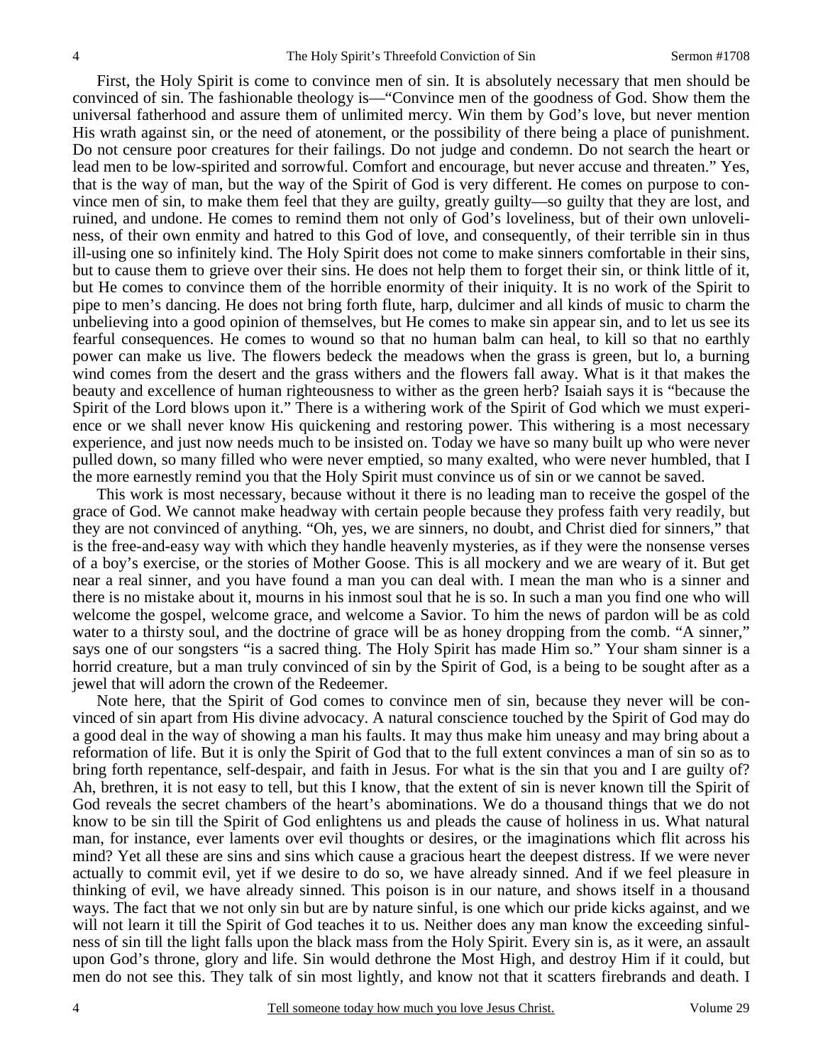First, the Holy Spirit is come to convince men of sin. It is absolutely necessary that men should be convinced of sin. The fashionable theology is—"Convince men of the goodness of God. Show them the universal fatherhood and assure them of unlimited mercy. Win them by God's love, but never mention His wrath against sin, or the need of atonement, or the possibility of there being a place of punishment. Do not censure poor creatures for their failings. Do not judge and condemn. Do not search the heart or lead men to be low-spirited and sorrowful. Comfort and encourage, but never accuse and threaten." Yes, that is the way of man, but the way of the Spirit of God is very different. He comes on purpose to convince men of sin, to make them feel that they are guilty, greatly guilty—so guilty that they are lost, and ruined, and undone. He comes to remind them not only of God's loveliness, but of their own unloveliness, of their own enmity and hatred to this God of love, and consequently, of their terrible sin in thus ill-using one so infinitely kind. The Holy Spirit does not come to make sinners comfortable in their sins, but to cause them to grieve over their sins. He does not help them to forget their sin, or think little of it, but He comes to convince them of the horrible enormity of their iniquity. It is no work of the Spirit to pipe to men's dancing. He does not bring forth flute, harp, dulcimer and all kinds of music to charm the unbelieving into a good opinion of themselves, but He comes to make sin appear sin, and to let us see its fearful consequences. He comes to wound so that no human balm can heal, to kill so that no earthly power can make us live. The flowers bedeck the meadows when the grass is green, but lo, a burning wind comes from the desert and the grass withers and the flowers fall away. What is it that makes the beauty and excellence of human righteousness to wither as the green herb? Isaiah says it is "because the Spirit of the Lord blows upon it." There is a withering work of the Spirit of God which we must experience or we shall never know His quickening and restoring power. This withering is a most necessary experience, and just now needs much to be insisted on. Today we have so many built up who were never pulled down, so many filled who were never emptied, so many exalted, who were never humbled, that I the more earnestly remind you that the Holy Spirit must convince us of sin or we cannot be saved.

This work is most necessary, because without it there is no leading man to receive the gospel of the grace of God. We cannot make headway with certain people because they profess faith very readily, but they are not convinced of anything. "Oh, yes, we are sinners, no doubt, and Christ died for sinners," that is the free-and-easy way with which they handle heavenly mysteries, as if they were the nonsense verses of a boy's exercise, or the stories of Mother Goose. This is all mockery and we are weary of it. But get near a real sinner, and you have found a man you can deal with. I mean the man who is a sinner and there is no mistake about it, mourns in his inmost soul that he is so. In such a man you find one who will welcome the gospel, welcome grace, and welcome a Savior. To him the news of pardon will be as cold water to a thirsty soul, and the doctrine of grace will be as honey dropping from the comb. "A sinner," says one of our songsters "is a sacred thing. The Holy Spirit has made Him so." Your sham sinner is a horrid creature, but a man truly convinced of sin by the Spirit of God, is a being to be sought after as a jewel that will adorn the crown of the Redeemer.

Note here, that the Spirit of God comes to convince men of sin, because they never will be convinced of sin apart from His divine advocacy. A natural conscience touched by the Spirit of God may do a good deal in the way of showing a man his faults. It may thus make him uneasy and may bring about a reformation of life. But it is only the Spirit of God that to the full extent convinces a man of sin so as to bring forth repentance, self-despair, and faith in Jesus. For what is the sin that you and I are guilty of? Ah, brethren, it is not easy to tell, but this I know, that the extent of sin is never known till the Spirit of God reveals the secret chambers of the heart's abominations. We do a thousand things that we do not know to be sin till the Spirit of God enlightens us and pleads the cause of holiness in us. What natural man, for instance, ever laments over evil thoughts or desires, or the imaginations which flit across his mind? Yet all these are sins and sins which cause a gracious heart the deepest distress. If we were never actually to commit evil, yet if we desire to do so, we have already sinned. And if we feel pleasure in thinking of evil, we have already sinned. This poison is in our nature, and shows itself in a thousand ways. The fact that we not only sin but are by nature sinful, is one which our pride kicks against, and we will not learn it till the Spirit of God teaches it to us. Neither does any man know the exceeding sinfulness of sin till the light falls upon the black mass from the Holy Spirit. Every sin is, as it were, an assault upon God's throne, glory and life. Sin would dethrone the Most High, and destroy Him if it could, but men do not see this. They talk of sin most lightly, and know not that it scatters firebrands and death. I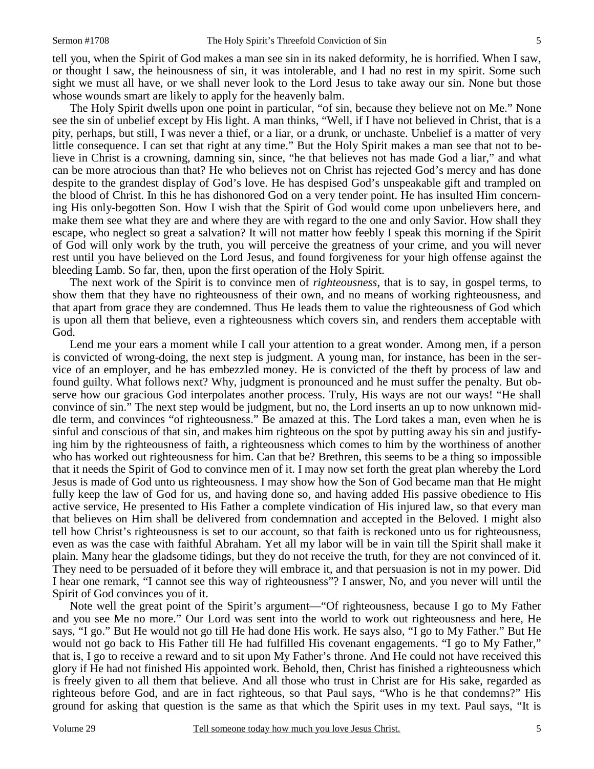tell you, when the Spirit of God makes a man see sin in its naked deformity, he is horrified. When I saw, or thought I saw, the heinousness of sin, it was intolerable, and I had no rest in my spirit. Some such sight we must all have, or we shall never look to the Lord Jesus to take away our sin. None but those whose wounds smart are likely to apply for the heavenly balm.

The Holy Spirit dwells upon one point in particular, "of sin, because they believe not on Me." None see the sin of unbelief except by His light. A man thinks, "Well, if I have not believed in Christ, that is a pity, perhaps, but still, I was never a thief, or a liar, or a drunk, or unchaste. Unbelief is a matter of very little consequence. I can set that right at any time." But the Holy Spirit makes a man see that not to believe in Christ is a crowning, damning sin, since, "he that believes not has made God a liar," and what can be more atrocious than that? He who believes not on Christ has rejected God's mercy and has done despite to the grandest display of God's love. He has despised God's unspeakable gift and trampled on the blood of Christ. In this he has dishonored God on a very tender point. He has insulted Him concerning His only-begotten Son. How I wish that the Spirit of God would come upon unbelievers here, and make them see what they are and where they are with regard to the one and only Savior. How shall they escape, who neglect so great a salvation? It will not matter how feebly I speak this morning if the Spirit of God will only work by the truth, you will perceive the greatness of your crime, and you will never rest until you have believed on the Lord Jesus, and found forgiveness for your high offense against the bleeding Lamb. So far, then, upon the first operation of the Holy Spirit.

The next work of the Spirit is to convince men of *righteousness*, that is to say, in gospel terms, to show them that they have no righteousness of their own, and no means of working righteousness, and that apart from grace they are condemned. Thus He leads them to value the righteousness of God which is upon all them that believe, even a righteousness which covers sin, and renders them acceptable with God.

Lend me your ears a moment while I call your attention to a great wonder. Among men, if a person is convicted of wrong-doing, the next step is judgment. A young man, for instance, has been in the service of an employer, and he has embezzled money. He is convicted of the theft by process of law and found guilty. What follows next? Why, judgment is pronounced and he must suffer the penalty. But observe how our gracious God interpolates another process. Truly, His ways are not our ways! "He shall convince of sin." The next step would be judgment, but no, the Lord inserts an up to now unknown middle term, and convinces "of righteousness." Be amazed at this. The Lord takes a man, even when he is sinful and conscious of that sin, and makes him righteous on the spot by putting away his sin and justifying him by the righteousness of faith, a righteousness which comes to him by the worthiness of another who has worked out righteousness for him. Can that be? Brethren, this seems to be a thing so impossible that it needs the Spirit of God to convince men of it. I may now set forth the great plan whereby the Lord Jesus is made of God unto us righteousness. I may show how the Son of God became man that He might fully keep the law of God for us, and having done so, and having added His passive obedience to His active service, He presented to His Father a complete vindication of His injured law, so that every man that believes on Him shall be delivered from condemnation and accepted in the Beloved. I might also tell how Christ's righteousness is set to our account, so that faith is reckoned unto us for righteousness, even as was the case with faithful Abraham. Yet all my labor will be in vain till the Spirit shall make it plain. Many hear the gladsome tidings, but they do not receive the truth, for they are not convinced of it. They need to be persuaded of it before they will embrace it, and that persuasion is not in my power. Did I hear one remark, "I cannot see this way of righteousness"? I answer, No, and you never will until the Spirit of God convinces you of it.

Note well the great point of the Spirit's argument—"Of righteousness, because I go to My Father and you see Me no more." Our Lord was sent into the world to work out righteousness and here, He says, "I go." But He would not go till He had done His work. He says also, "I go to My Father." But He would not go back to His Father till He had fulfilled His covenant engagements. "I go to My Father," that is, I go to receive a reward and to sit upon My Father's throne. And He could not have received this glory if He had not finished His appointed work. Behold, then, Christ has finished a righteousness which is freely given to all them that believe. And all those who trust in Christ are for His sake, regarded as righteous before God, and are in fact righteous, so that Paul says, "Who is he that condemns?" His ground for asking that question is the same as that which the Spirit uses in my text. Paul says, "It is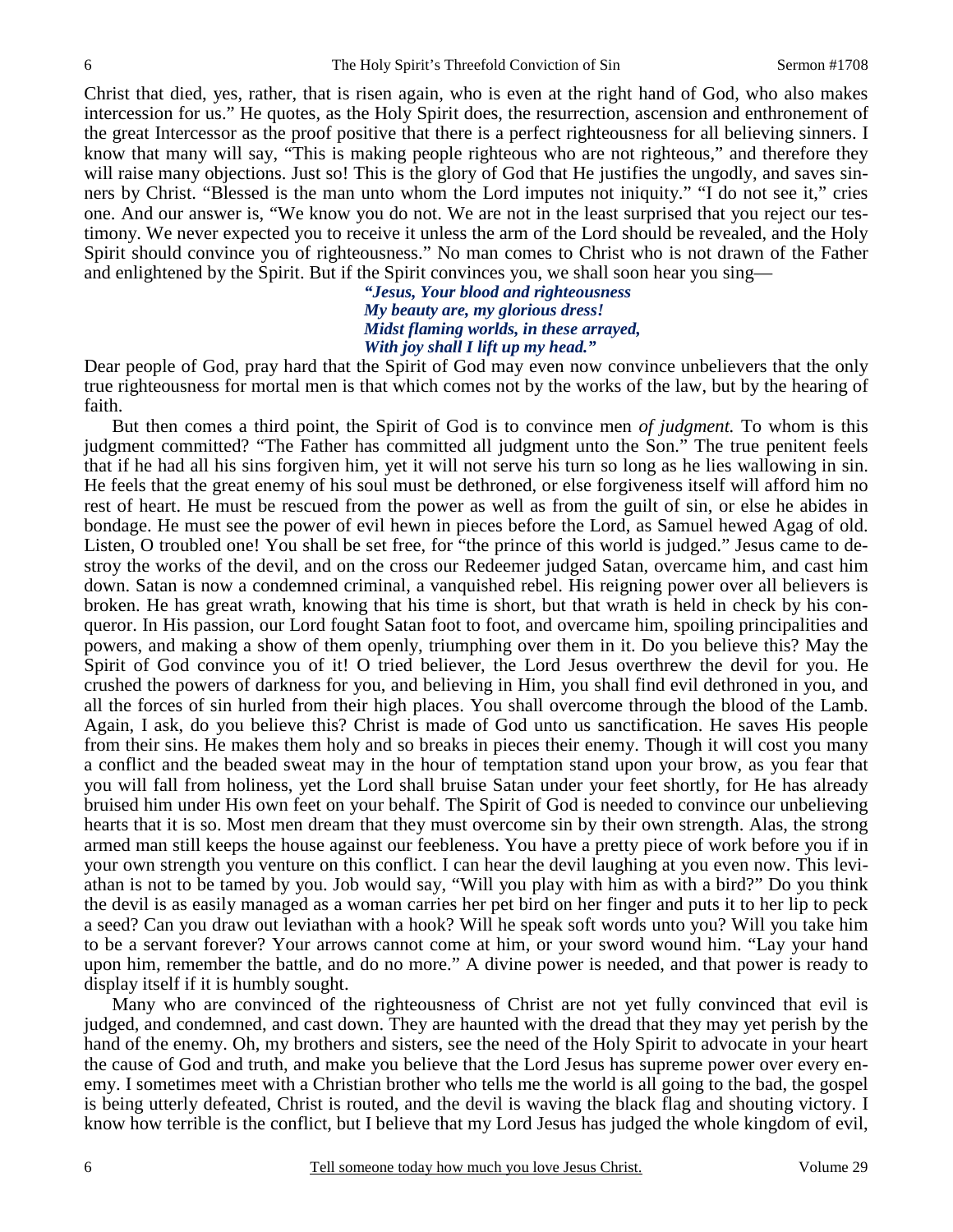Christ that died, yes, rather, that is risen again, who is even at the right hand of God, who also makes intercession for us." He quotes, as the Holy Spirit does, the resurrection, ascension and enthronement of the great Intercessor as the proof positive that there is a perfect righteousness for all believing sinners. I know that many will say, "This is making people righteous who are not righteous," and therefore they will raise many objections. Just so! This is the glory of God that He justifies the ungodly, and saves sinners by Christ. "Blessed is the man unto whom the Lord imputes not iniquity." "I do not see it," cries one. And our answer is, "We know you do not. We are not in the least surprised that you reject our testimony. We never expected you to receive it unless the arm of the Lord should be revealed, and the Holy Spirit should convince you of righteousness." No man comes to Christ who is not drawn of the Father and enlightened by the Spirit. But if the Spirit convinces you, we shall soon hear you sing—

> ***"Jesus, Your blood and righteousness***
> ***My beauty are, my glorious dress!***
> ***Midst flaming worlds, in these arrayed,***
> ***With joy shall I lift up my head."***

Dear people of God, pray hard that the Spirit of God may even now convince unbelievers that the only true righteousness for mortal men is that which comes not by the works of the law, but by the hearing of faith.

But then comes a third point, the Spirit of God is to convince men *of judgment.* To whom is this judgment committed? "The Father has committed all judgment unto the Son." The true penitent feels that if he had all his sins forgiven him, yet it will not serve his turn so long as he lies wallowing in sin. He feels that the great enemy of his soul must be dethroned, or else forgiveness itself will afford him no rest of heart. He must be rescued from the power as well as from the guilt of sin, or else he abides in bondage. He must see the power of evil hewn in pieces before the Lord, as Samuel hewed Agag of old. Listen, O troubled one! You shall be set free, for "the prince of this world is judged." Jesus came to destroy the works of the devil, and on the cross our Redeemer judged Satan, overcame him, and cast him down. Satan is now a condemned criminal, a vanquished rebel. His reigning power over all believers is broken. He has great wrath, knowing that his time is short, but that wrath is held in check by his conqueror. In His passion, our Lord fought Satan foot to foot, and overcame him, spoiling principalities and powers, and making a show of them openly, triumphing over them in it. Do you believe this? May the Spirit of God convince you of it! O tried believer, the Lord Jesus overthrew the devil for you. He crushed the powers of darkness for you, and believing in Him, you shall find evil dethroned in you, and all the forces of sin hurled from their high places. You shall overcome through the blood of the Lamb. Again, I ask, do you believe this? Christ is made of God unto us sanctification. He saves His people from their sins. He makes them holy and so breaks in pieces their enemy. Though it will cost you many a conflict and the beaded sweat may in the hour of temptation stand upon your brow, as you fear that you will fall from holiness, yet the Lord shall bruise Satan under your feet shortly, for He has already bruised him under His own feet on your behalf. The Spirit of God is needed to convince our unbelieving hearts that it is so. Most men dream that they must overcome sin by their own strength. Alas, the strong armed man still keeps the house against our feebleness. You have a pretty piece of work before you if in your own strength you venture on this conflict. I can hear the devil laughing at you even now. This leviathan is not to be tamed by you. Job would say, "Will you play with him as with a bird?" Do you think the devil is as easily managed as a woman carries her pet bird on her finger and puts it to her lip to peck a seed? Can you draw out leviathan with a hook? Will he speak soft words unto you? Will you take him to be a servant forever? Your arrows cannot come at him, or your sword wound him. "Lay your hand upon him, remember the battle, and do no more." A divine power is needed, and that power is ready to display itself if it is humbly sought.

Many who are convinced of the righteousness of Christ are not yet fully convinced that evil is judged, and condemned, and cast down. They are haunted with the dread that they may yet perish by the hand of the enemy. Oh, my brothers and sisters, see the need of the Holy Spirit to advocate in your heart the cause of God and truth, and make you believe that the Lord Jesus has supreme power over every enemy. I sometimes meet with a Christian brother who tells me the world is all going to the bad, the gospel is being utterly defeated, Christ is routed, and the devil is waving the black flag and shouting victory. I know how terrible is the conflict, but I believe that my Lord Jesus has judged the whole kingdom of evil,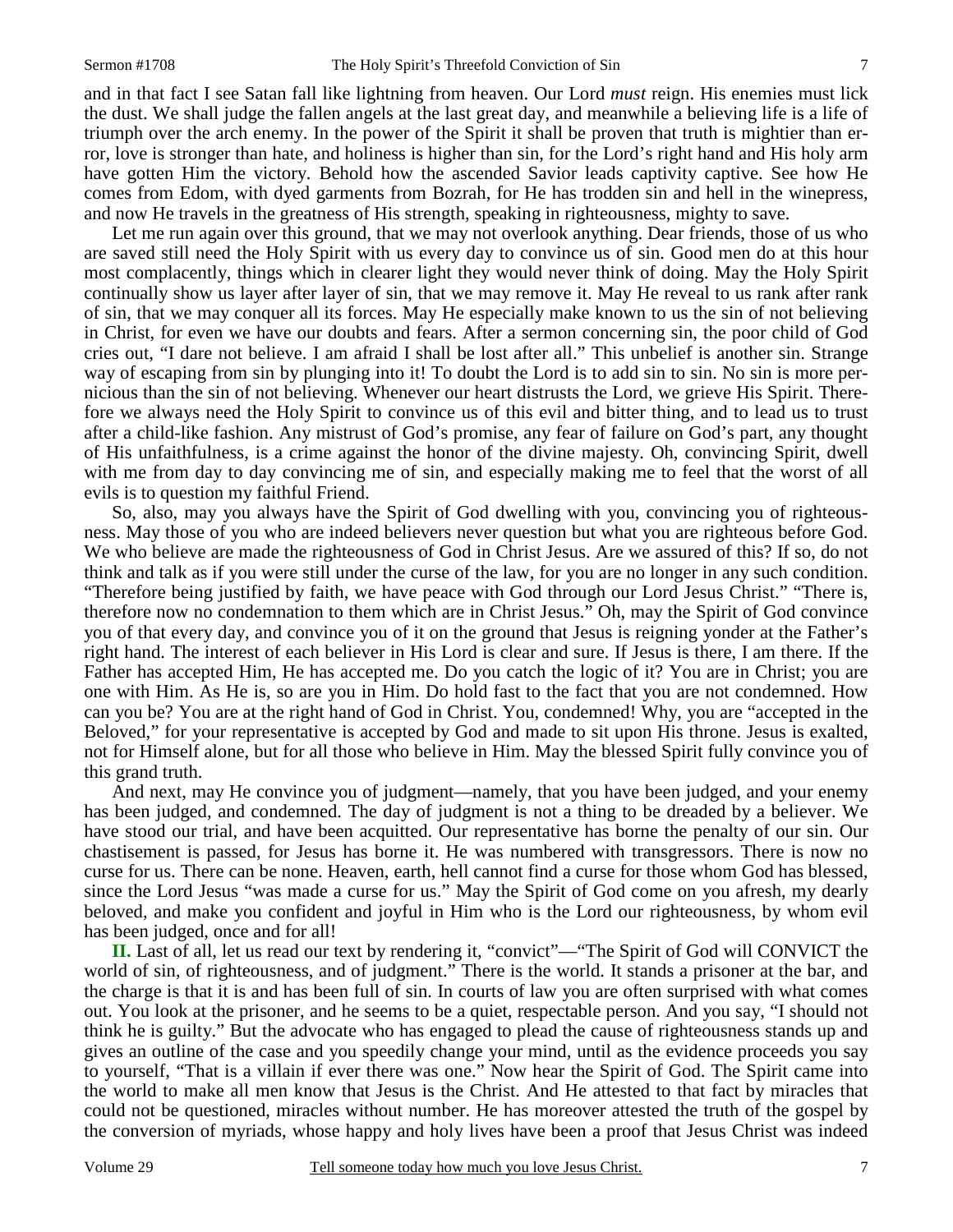and in that fact I see Satan fall like lightning from heaven. Our Lord *must* reign. His enemies must lick the dust. We shall judge the fallen angels at the last great day, and meanwhile a believing life is a life of triumph over the arch enemy. In the power of the Spirit it shall be proven that truth is mightier than error, love is stronger than hate, and holiness is higher than sin, for the Lord's right hand and His holy arm have gotten Him the victory. Behold how the ascended Savior leads captivity captive. See how He comes from Edom, with dyed garments from Bozrah, for He has trodden sin and hell in the winepress, and now He travels in the greatness of His strength, speaking in righteousness, mighty to save.

Let me run again over this ground, that we may not overlook anything. Dear friends, those of us who are saved still need the Holy Spirit with us every day to convince us of sin. Good men do at this hour most complacently, things which in clearer light they would never think of doing. May the Holy Spirit continually show us layer after layer of sin, that we may remove it. May He reveal to us rank after rank of sin, that we may conquer all its forces. May He especially make known to us the sin of not believing in Christ, for even we have our doubts and fears. After a sermon concerning sin, the poor child of God cries out, "I dare not believe. I am afraid I shall be lost after all." This unbelief is another sin. Strange way of escaping from sin by plunging into it! To doubt the Lord is to add sin to sin. No sin is more pernicious than the sin of not believing. Whenever our heart distrusts the Lord, we grieve His Spirit. Therefore we always need the Holy Spirit to convince us of this evil and bitter thing, and to lead us to trust after a child-like fashion. Any mistrust of God's promise, any fear of failure on God's part, any thought of His unfaithfulness, is a crime against the honor of the divine majesty. Oh, convincing Spirit, dwell with me from day to day convincing me of sin, and especially making me to feel that the worst of all evils is to question my faithful Friend.

So, also, may you always have the Spirit of God dwelling with you, convincing you of righteousness. May those of you who are indeed believers never question but what you are righteous before God. We who believe are made the righteousness of God in Christ Jesus. Are we assured of this? If so, do not think and talk as if you were still under the curse of the law, for you are no longer in any such condition. "Therefore being justified by faith, we have peace with God through our Lord Jesus Christ." "There is, therefore now no condemnation to them which are in Christ Jesus." Oh, may the Spirit of God convince you of that every day, and convince you of it on the ground that Jesus is reigning yonder at the Father's right hand. The interest of each believer in His Lord is clear and sure. If Jesus is there, I am there. If the Father has accepted Him, He has accepted me. Do you catch the logic of it? You are in Christ; you are one with Him. As He is, so are you in Him. Do hold fast to the fact that you are not condemned. How can you be? You are at the right hand of God in Christ. You, condemned! Why, you are "accepted in the Beloved," for your representative is accepted by God and made to sit upon His throne. Jesus is exalted, not for Himself alone, but for all those who believe in Him. May the blessed Spirit fully convince you of this grand truth.

And next, may He convince you of judgment—namely, that you have been judged, and your enemy has been judged, and condemned. The day of judgment is not a thing to be dreaded by a believer. We have stood our trial, and have been acquitted. Our representative has borne the penalty of our sin. Our chastisement is passed, for Jesus has borne it. He was numbered with transgressors. There is now no curse for us. There can be none. Heaven, earth, hell cannot find a curse for those whom God has blessed, since the Lord Jesus "was made a curse for us." May the Spirit of God come on you afresh, my dearly beloved, and make you confident and joyful in Him who is the Lord our righteousness, by whom evil has been judged, once and for all!

**II.** Last of all, let us read our text by rendering it, "convict"—"The Spirit of God will CONVICT the world of sin, of righteousness, and of judgment." There is the world. It stands a prisoner at the bar, and the charge is that it is and has been full of sin. In courts of law you are often surprised with what comes out. You look at the prisoner, and he seems to be a quiet, respectable person. And you say, "I should not think he is guilty." But the advocate who has engaged to plead the cause of righteousness stands up and gives an outline of the case and you speedily change your mind, until as the evidence proceeds you say to yourself, "That is a villain if ever there was one." Now hear the Spirit of God. The Spirit came into the world to make all men know that Jesus is the Christ. And He attested to that fact by miracles that could not be questioned, miracles without number. He has moreover attested the truth of the gospel by the conversion of myriads, whose happy and holy lives have been a proof that Jesus Christ was indeed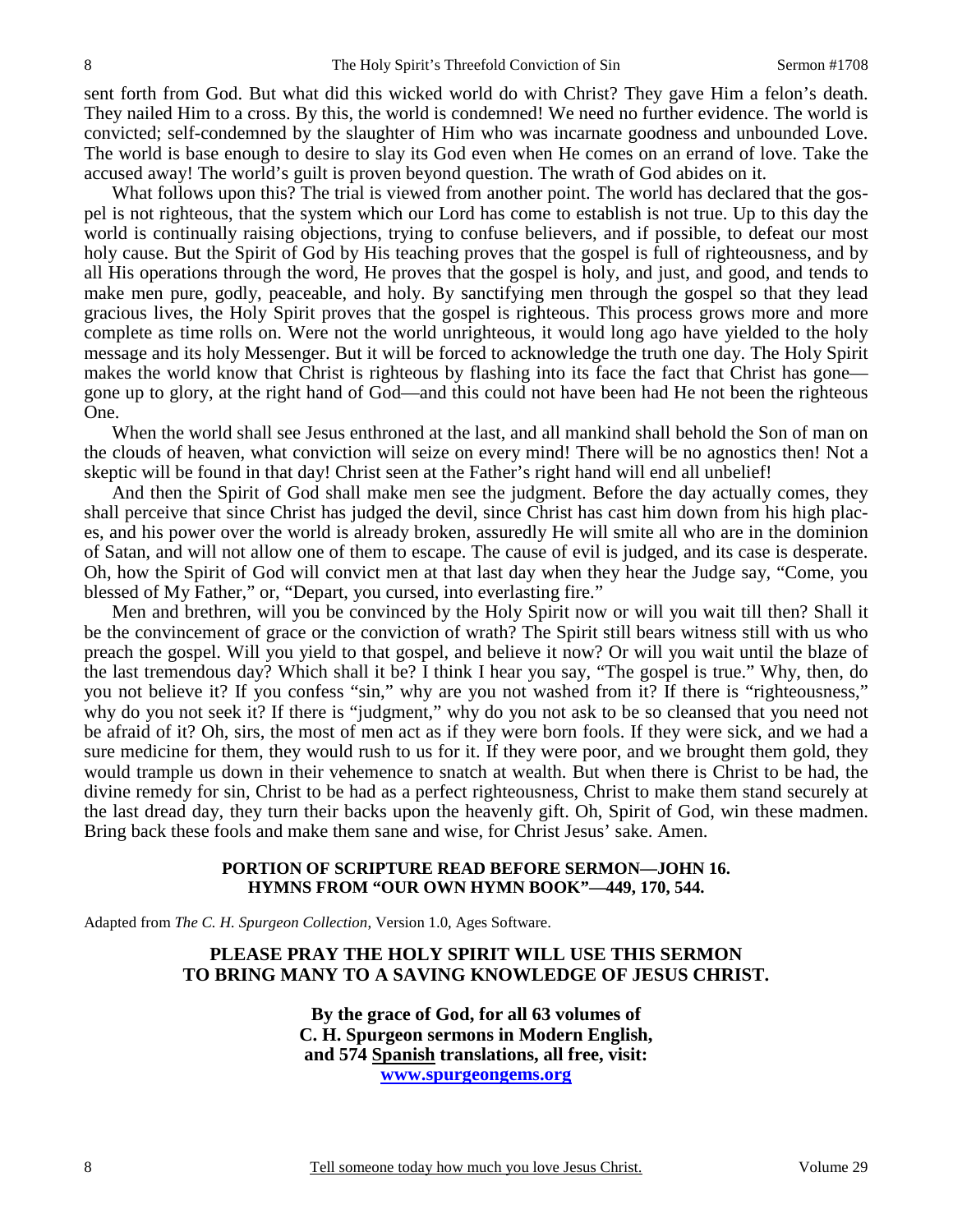sent forth from God. But what did this wicked world do with Christ? They gave Him a felon's death. They nailed Him to a cross. By this, the world is condemned! We need no further evidence. The world is convicted; self-condemned by the slaughter of Him who was incarnate goodness and unbounded Love. The world is base enough to desire to slay its God even when He comes on an errand of love. Take the accused away! The world's guilt is proven beyond question. The wrath of God abides on it.

What follows upon this? The trial is viewed from another point. The world has declared that the gospel is not righteous, that the system which our Lord has come to establish is not true. Up to this day the world is continually raising objections, trying to confuse believers, and if possible, to defeat our most holy cause. But the Spirit of God by His teaching proves that the gospel is full of righteousness, and by all His operations through the word, He proves that the gospel is holy, and just, and good, and tends to make men pure, godly, peaceable, and holy. By sanctifying men through the gospel so that they lead gracious lives, the Holy Spirit proves that the gospel is righteous. This process grows more and more complete as time rolls on. Were not the world unrighteous, it would long ago have yielded to the holy message and its holy Messenger. But it will be forced to acknowledge the truth one day. The Holy Spirit makes the world know that Christ is righteous by flashing into its face the fact that Christ has gone—gone up to glory, at the right hand of God—and this could not have been had He not been the righteous One.

When the world shall see Jesus enthroned at the last, and all mankind shall behold the Son of man on the clouds of heaven, what conviction will seize on every mind! There will be no agnostics then! Not a skeptic will be found in that day! Christ seen at the Father's right hand will end all unbelief!

And then the Spirit of God shall make men see the judgment. Before the day actually comes, they shall perceive that since Christ has judged the devil, since Christ has cast him down from his high places, and his power over the world is already broken, assuredly He will smite all who are in the dominion of Satan, and will not allow one of them to escape. The cause of evil is judged, and its case is desperate. Oh, how the Spirit of God will convict men at that last day when they hear the Judge say, "Come, you blessed of My Father," or, "Depart, you cursed, into everlasting fire."

Men and brethren, will you be convinced by the Holy Spirit now or will you wait till then? Shall it be the convincement of grace or the conviction of wrath? The Spirit still bears witness still with us who preach the gospel. Will you yield to that gospel, and believe it now? Or will you wait until the blaze of the last tremendous day? Which shall it be? I think I hear you say, "The gospel is true." Why, then, do you not believe it? If you confess "sin," why are you not washed from it? If there is "righteousness," why do you not seek it? If there is "judgment," why do you not ask to be so cleansed that you need not be afraid of it? Oh, sirs, the most of men act as if they were born fools. If they were sick, and we had a sure medicine for them, they would rush to us for it. If they were poor, and we brought them gold, they would trample us down in their vehemence to snatch at wealth. But when there is Christ to be had, the divine remedy for sin, Christ to be had as a perfect righteousness, Christ to make them stand securely at the last dread day, they turn their backs upon the heavenly gift. Oh, Spirit of God, win these madmen. Bring back these fools and make them sane and wise, for Christ Jesus' sake. Amen.

**PORTION OF SCRIPTURE READ BEFORE SERMON—JOHN 16.**
**HYMNS FROM "OUR OWN HYMN BOOK"—449, 170, 544.**

Adapted from *The C. H. Spurgeon Collection*, Version 1.0, Ages Software.

**PLEASE PRAY THE HOLY SPIRIT WILL USE THIS SERMON TO BRING MANY TO A SAVING KNOWLEDGE OF JESUS CHRIST.**

**By the grace of God, for all 63 volumes of C. H. Spurgeon sermons in Modern English, and 574 Spanish translations, all free, visit: www.spurgeongems.org**